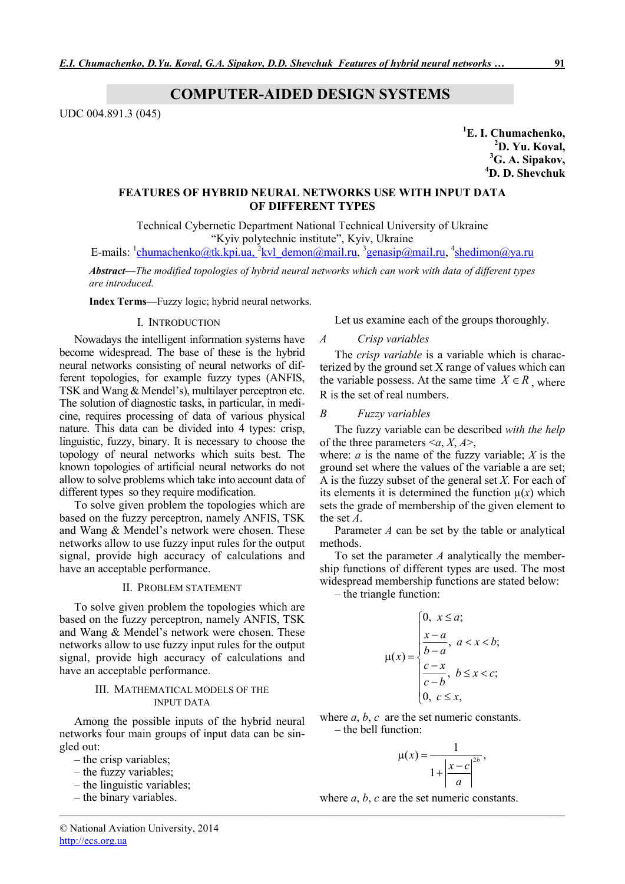# COMPUTER-AIDED DESIGN SYSTEMS

UDC 004.891.3 (045)

[1]**E. I. Chumachenko,**
[2]**D. Yu. Koval,**
[3]**G. A. Sipakov,**
[4]**D. D. Shevchuk**

## FEATURES OF HYBRID NEURAL NETWORKS USE WITH INPUT DATA OF DIFFERENT TYPES

Technical Cybernetic Department National Technical University of Ukraine
“Kyiv polytechnic institute”, Kyiv, Ukraine
E-mails: [1]chumachenko@tk.kpi.ua, [2]kvl_demon@mail.ru, [3]genasip@mail.ru, [4]shedimon@ya.ru

***Abstract***—*The modified topologies of hybrid neural networks which can work with data of different types are introduced.*

**Index Terms**—Fuzzy logic; hybrid neural networks.

### I. Introduction

Nowadays the intelligent information systems have become widespread. The base of these is the hybrid neural networks consisting of neural networks of different topologies, for example fuzzy types (ANFIS, TSK and Wang & Mendel’s), multilayer perceptron etc. The solution of diagnostic tasks, in particular, in medicine, requires processing of data of various physical nature. This data can be divided into 4 types: crisp, linguistic, fuzzy, binary. It is necessary to choose the topology of neural networks which suits best. The known topologies of artificial neural networks do not allow to solve problems which take into account data of different types so they require modification.

To solve given problem the topologies which are based on the fuzzy perceptron, namely ANFIS, TSK and Wang & Mendel’s network were chosen. These networks allow to use fuzzy input rules for the output signal, provide high accuracy of calculations and have an acceptable performance.

### II. Problem Statement

To solve given problem the topologies which are based on the fuzzy perceptron, namely ANFIS, TSK and Wang & Mendel’s network were chosen. These networks allow to use fuzzy input rules for the output signal, provide high accuracy of calculations and have an acceptable performance.

### III. Mathematical Models of the Input Data

Among the possible inputs of the hybrid neural networks four main groups of input data can be singled out:

– the crisp variables;
– the fuzzy variables;
– the linguistic variables;
– the binary variables.

Let us examine each of the groups thoroughly.

#### *A Crisp variables*

The *crisp variable* is a variable which is characterized by the ground set X range of values which can the variable possess. At the same time $X \in R$, where R is the set of real numbers.

#### *B Fuzzy variables*

The fuzzy variable can be described *with the help* of the three parameters <*a*, *X*, *A*>,
where: *a* is the name of the fuzzy variable; *X* is the ground set where the values of the variable a are set; A is the fuzzy subset of the general set *X*. For each of its elements it is determined the function μ(*x*) which sets the grade of membership of the given element to the set *A*.

Parameter *A* can be set by the table or analytical methods.

To set the parameter *A* analytically the membership functions of different types are used. The most widespread membership functions are stated below:

– the triangle function:

$$\mu(x) = \begin{cases} 0, & x \le a; \\ \dfrac{x-a}{b-a}, & a < x < b; \\ \dfrac{c-x}{c-b}, & b \le x < c; \\ 0, & c \le x, \end{cases}$$

where $a$, $b$, $c$ are the set numeric constants.

– the bell function:

$$\mu(x) = \frac{1}{1 + \left|\dfrac{x-c}{a}\right|^{2b}},$$

where $a$, $b$, $c$ are the set numeric constants.

© National Aviation University, 2014
http://ecs.org.ua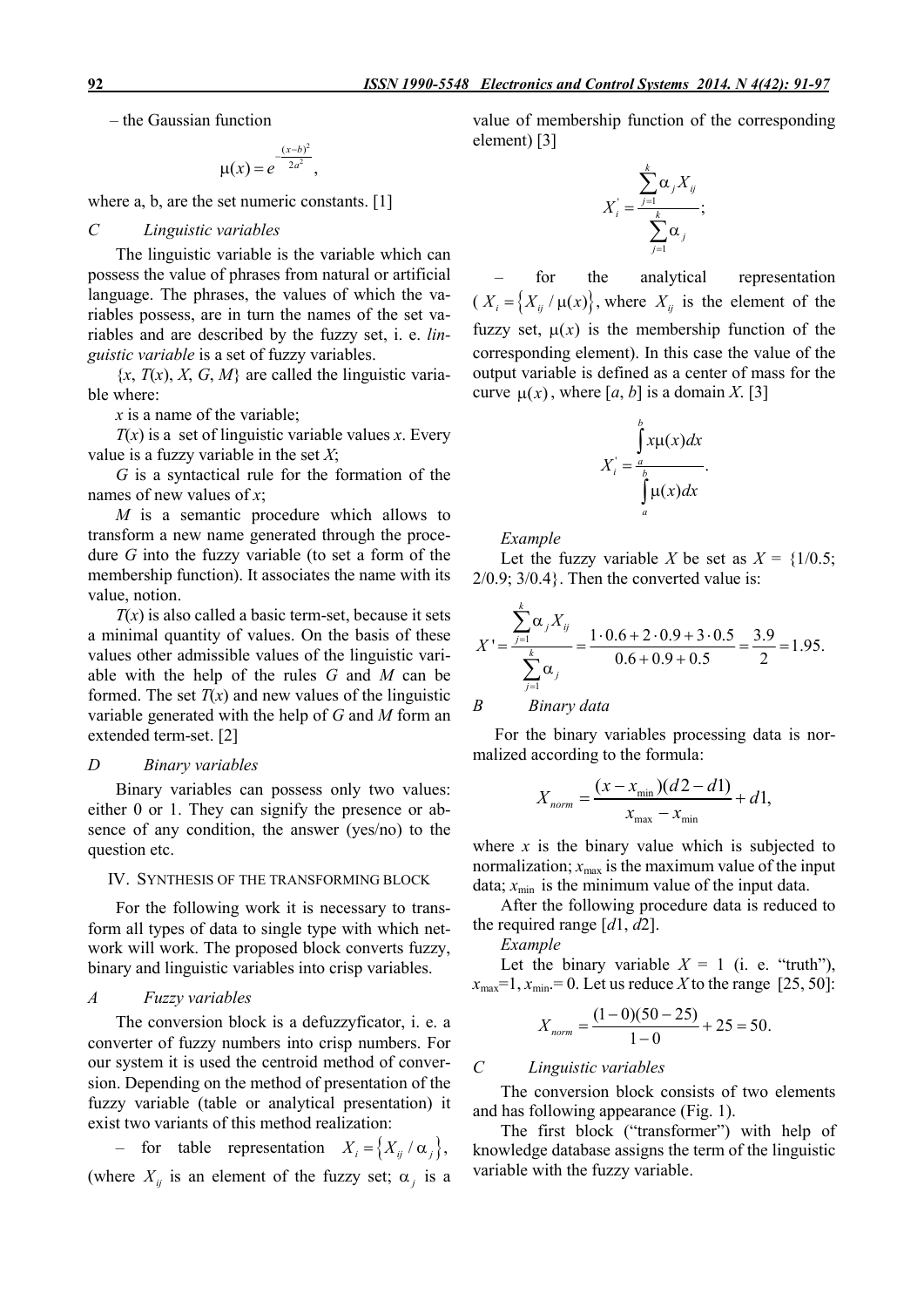– the Gaussian function

$$\mu(x) = e^{-\frac{(x-b)^2}{2a^2}},$$

where a, b, are the set numeric constants. [1]

### C Linguistic variables

The linguistic variable is the variable which can possess the value of phrases from natural or artificial language. The phrases, the values of which the variables possess, are in turn the names of the set variables and are described by the fuzzy set, i. e. *linguistic variable* is a set of fuzzy variables.

{$x$, $T(x)$, $X$, $G$, $M$} are called the linguistic variable where:

$x$ is a name of the variable;

$T(x)$ is a set of linguistic variable values $x$. Every value is a fuzzy variable in the set $X$;

$G$ is a syntactical rule for the formation of the names of new values of $x$;

$M$ is a semantic procedure which allows to transform a new name generated through the procedure $G$ into the fuzzy variable (to set a form of the membership function). It associates the name with its value, notion.

$T(x)$ is also called a basic term-set, because it sets a minimal quantity of values. On the basis of these values other admissible values of the linguistic variable with the help of the rules $G$ and $M$ can be formed. The set $T(x)$ and new values of the linguistic variable generated with the help of $G$ and $M$ form an extended term-set. [2]

### D Binary variables

Binary variables can possess only two values: either 0 or 1. They can signify the presence or absence of any condition, the answer (yes/no) to the question etc.

## IV. Synthesis of the transforming block

For the following work it is necessary to transform all types of data to single type with which network will work. The proposed block converts fuzzy, binary and linguistic variables into crisp variables.

### A Fuzzy variables

The conversion block is a defuzzyficator, i. e. a converter of fuzzy numbers into crisp numbers. For our system it is used the centroid method of conversion. Depending on the method of presentation of the fuzzy variable (table or analytical presentation) it exist two variants of this method realization:

– for table representation $X_i = \{X_{ij} / \alpha_j\}$, (where $X_{ij}$ is an element of the fuzzy set; $\alpha_j$ is a value of membership function of the corresponding element) [3]

$$X_i^{'} = \frac{\sum_{j=1}^{k} \alpha_j X_{ij}}{\sum_{j=1}^{k} \alpha_j};$$

– for the analytical representation ($X_i = \{X_{ij} / \mu(x)\}$, where $X_{ij}$ is the element of the fuzzy set, $\mu(x)$ is the membership function of the corresponding element). In this case the value of the output variable is defined as a center of mass for the curve $\mu(x)$, where $[a, b]$ is a domain $X$. [3]

$$X_i^{'} = \frac{\int_a^b x\mu(x)dx}{\int_a^b \mu(x)dx}.$$

*Example*

Let the fuzzy variable $X$ be set as $X$ = {1/0.5; 2/0.9; 3/0.4}. Then the converted value is:

$$X' = \frac{\sum_{j=1}^{k} \alpha_j X_{ij}}{\sum_{j=1}^{k} \alpha_j} = \frac{1 \cdot 0.6 + 2 \cdot 0.9 + 3 \cdot 0.5}{0.6 + 0.9 + 0.5} = \frac{3.9}{2} = 1.95.$$

### B Binary data

For the binary variables processing data is normalized according to the formula:

$$X_{norm} = \frac{(x - x_{\min})(d2 - d1)}{x_{\max} - x_{\min}} + d1,$$

where $x$ is the binary value which is subjected to normalization; $x_{\max}$ is the maximum value of the input data; $x_{\min}$ is the minimum value of the input data.

After the following procedure data is reduced to the required range [$d1$, $d2$].

*Example*

Let the binary variable $X$ = 1 (i. e. "truth"), $x_{\max}$=1, $x_{\min}$.= 0. Let us reduce $X$ to the range [25, 50]:

$$X_{norm} = \frac{(1-0)(50-25)}{1-0} + 25 = 50.$$

### C Linguistic variables

The conversion block consists of two elements and has following appearance (Fig. 1).

The first block ("transformer") with help of knowledge database assigns the term of the linguistic variable with the fuzzy variable.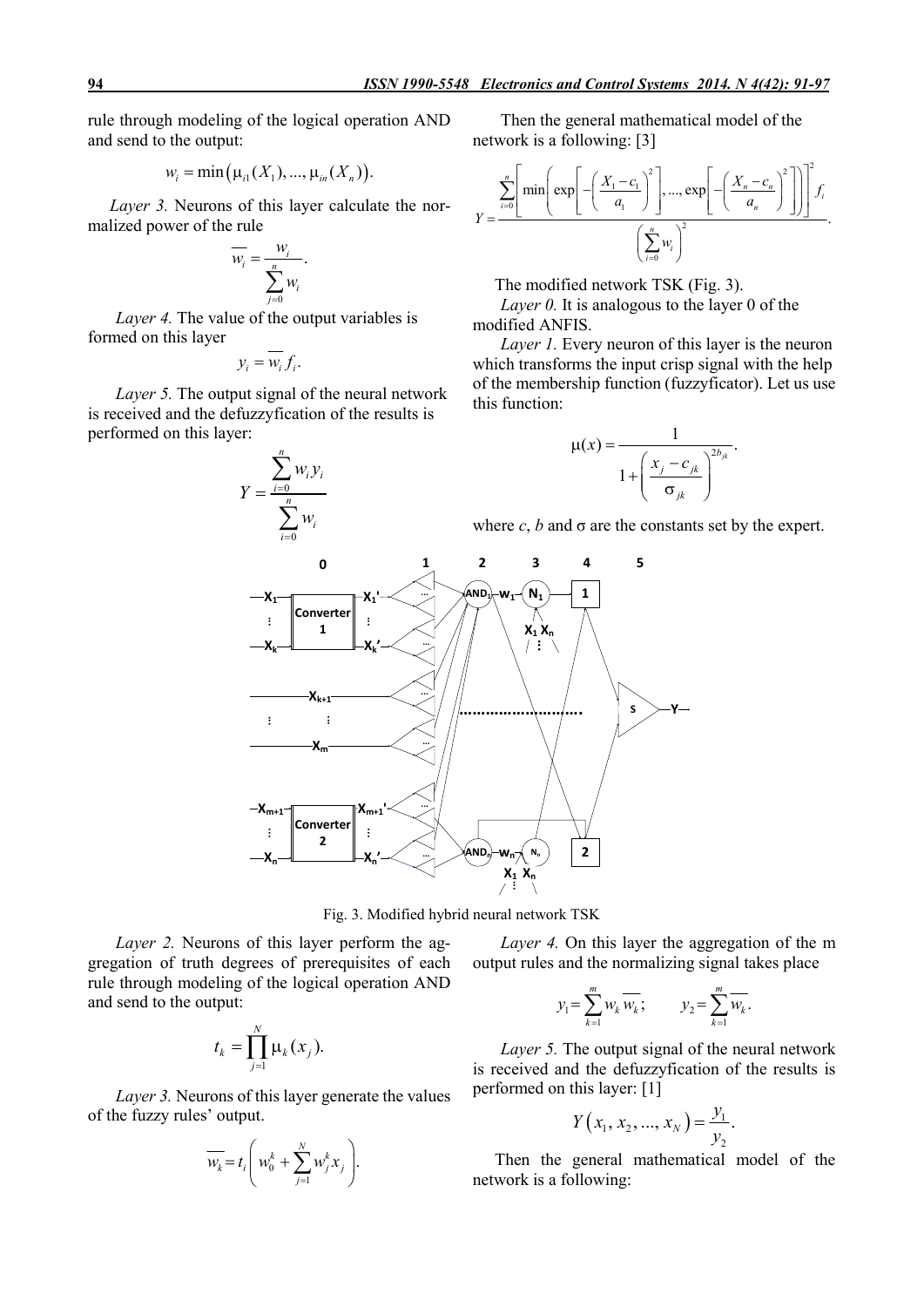rule through modeling of the logical operation AND and send to the output:

$$w_i = \min\left(\mu_{i1}(X_1), ..., \mu_{in}(X_n)\right).$$

*Layer 3.* Neurons of this layer calculate the normalized power of the rule

$$\overline{w_i} = \frac{w_i}{\sum_{j=0}^{n} w_i}.$$

*Layer 4.* The value of the output variables is formed on this layer

$$y_i = \overline{w_i} f_i.$$

*Layer 5.* The output signal of the neural network is received and the defuzzyfication of the results is performed on this layer:

$$Y = \frac{\sum_{i=0}^{n} w_i y_i}{\sum_{i=0}^{n} w_i}$$

Then the general mathematical model of the network is a following: [3]

$$Y = \frac{\sum_{i=0}^{n}\left[\min\left(\exp\left[-\left(\frac{X_1 - c_1}{a_1}\right)^2\right], ..., \exp\left[-\left(\frac{X_n - c_n}{a_n}\right)^2\right]\right)\right]^2 f_i}{\left(\sum_{i=0}^{n} w_i\right)^2}.$$

The modified network TSK (Fig. 3).

*Layer 0.* It is analogous to the layer 0 of the modified ANFIS.

*Layer 1.* Every neuron of this layer is the neuron which transforms the input crisp signal with the help of the membership function (fuzzyficator). Let us use this function:

$$\mu(x) = \frac{1}{1 + \left(\frac{x_j - c_{jk}}{\sigma_{jk}}\right)^{2b_{jk}}}.$$

where $c$, $b$ and $\sigma$ are the constants set by the expert.

0 1 2 3 4 5

$X_1$ ⋮ $X_k$ Converter 1 $X_1'$ ⋮ $X_k'$

$X_{k+1}$ ⋮ $X_m$

$X_{m+1}$ ⋮ $X_n$ Converter 2 $X_{m+1}'$ ⋮ $X_n'$

$AND_1$ $w_1$ $N_1$ 1 $X_1$ $X_n$

$AND_n$ $w_n$ $N_n$ 2 $X_1$ $X_n$

S Y

Fig. 3. Modified hybrid neural network TSK

*Layer 2.* Neurons of this layer perform the aggregation of truth degrees of prerequisites of each rule through modeling of the logical operation AND and send to the output:

$$t_k = \prod_{j=1}^{N} \mu_k(x_j).$$

*Layer 3.* Neurons of this layer generate the values of the fuzzy rules' output.

$$\overline{w_k} = t_i\left(w_0^k + \sum_{j=1}^{N} w_j^k x_j\right).$$

*Layer 4.* On this layer the aggregation of the m output rules and the normalizing signal takes place

$$y_1 = \sum_{k=1}^{m} w_k \overline{w_k}; \qquad y_2 = \sum_{k=1}^{m} \overline{w_k}.$$

*Layer 5.* The output signal of the neural network is received and the defuzzyfication of the results is performed on this layer: [1]

$$Y(x_1, x_2, ..., x_N) = \frac{y_1}{y_2}.$$

Then the general mathematical model of the network is a following: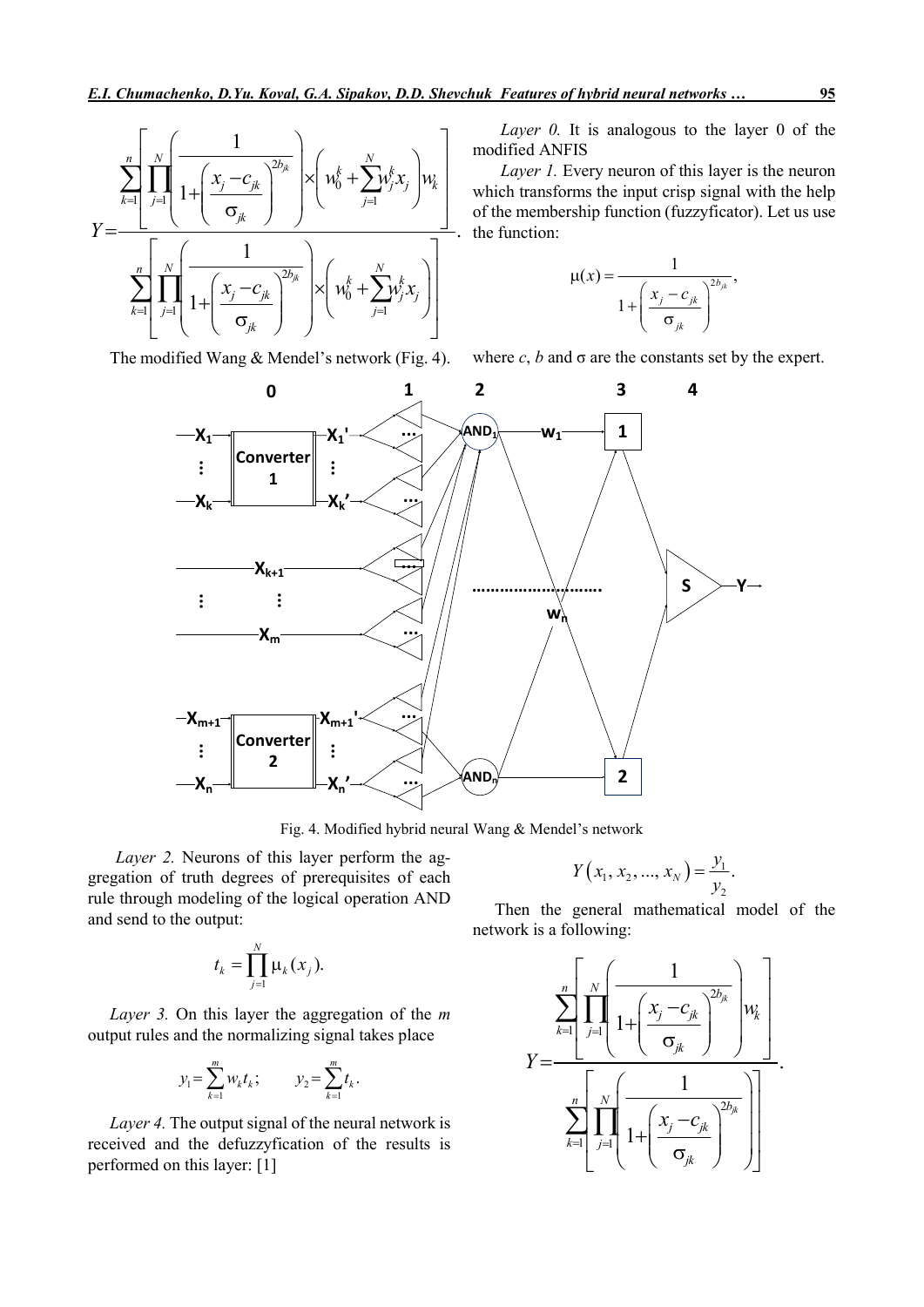$$Y = \frac{\sum_{k=1}^{n}\left[\prod_{j=1}^{N}\left(\frac{1}{1+\left(\frac{x_j - c_{jk}}{\sigma_{jk}}\right)^{2b_{jk}}}\right)\times\left(w_0^k + \sum_{j=1}^{N} w_j^k x_j\right) w_k\right]}{\sum_{k=1}^{n}\left[\prod_{j=1}^{N}\left(\frac{1}{1+\left(\frac{x_j - c_{jk}}{\sigma_{jk}}\right)^{2b_{jk}}}\right)\times\left(w_0^k + \sum_{j=1}^{N} w_j^k x_j\right)\right]}.$$

The modified Wang & Mendel's network (Fig. 4).

*Layer 0.* It is analogous to the layer 0 of the modified ANFIS

*Layer 1.* Every neuron of this layer is the neuron which transforms the input crisp signal with the help of the membership function (fuzzyficator). Let us use the function:

$$\mu(x) = \frac{1}{1+\left(\frac{x_j - c_{jk}}{\sigma_{jk}}\right)^{2b_{jk}}},$$

where $c$, $b$ and $\sigma$ are the constants set by the expert.

0 1 2 3 4

X1 Converter 1 X1' ... Xk Xk' ...

Xk+1 ... Xm ...

Xm+1 Converter 2 Xm+1' ... Xn Xn' ...

AND1 w1 1

AND n 2

wn

S Y

Fig. 4. Modified hybrid neural Wang & Mendel's network

*Layer 2.* Neurons of this layer perform the aggregation of truth degrees of prerequisites of each rule through modeling of the logical operation AND and send to the output:

$$t_k = \prod_{j=1}^{N} \mu_k(x_j).$$

*Layer 3.* On this layer the aggregation of the $m$ output rules and the normalizing signal takes place

$$y_1 = \sum_{k=1}^{m} w_k t_k; \qquad y_2 = \sum_{k=1}^{m} t_k.$$

*Layer 4.* The output signal of the neural network is received and the defuzzyfication of the results is performed on this layer: [1]

$$Y\left(x_1, x_2, ..., x_N\right) = \frac{y_1}{y_2}.$$

Then the general mathematical model of the network is a following:

$$Y = \frac{\sum_{k=1}^{n}\left[\prod_{j=1}^{N}\left(\frac{1}{1+\left(\frac{x_j - c_{jk}}{\sigma_{jk}}\right)^{2b_{jk}}}\right) w_k\right]}{\sum_{k=1}^{n}\left[\prod_{j=1}^{N}\left(\frac{1}{1+\left(\frac{x_j - c_{jk}}{\sigma_{jk}}\right)^{2b_{jk}}}\right)\right]}.$$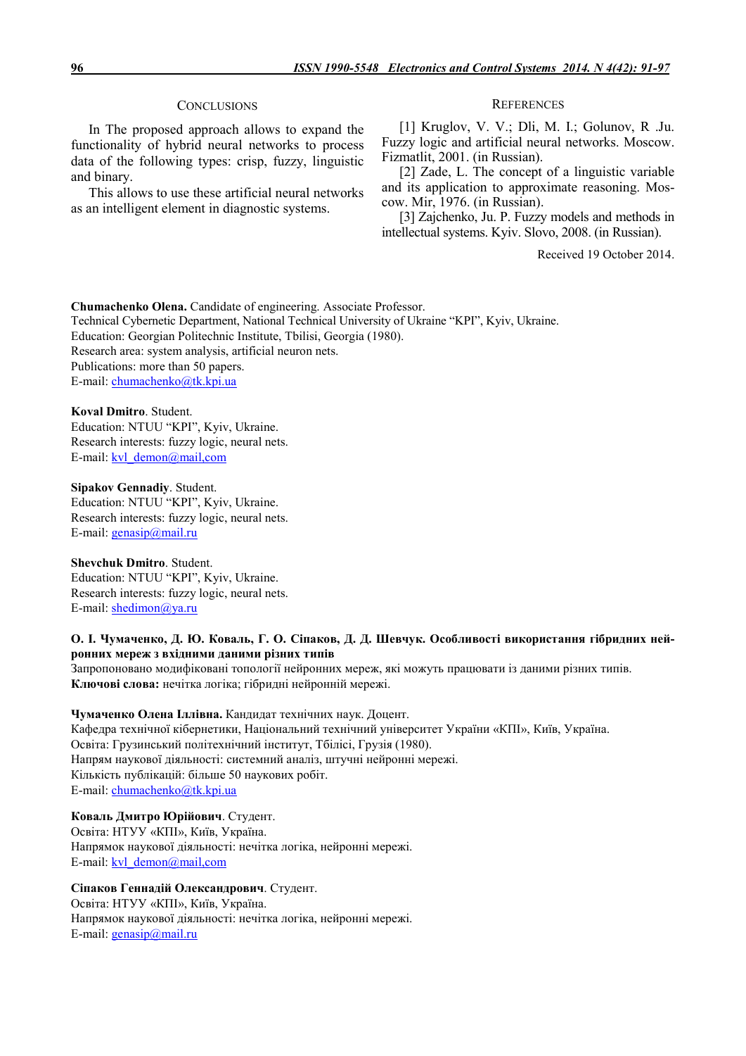## Conclusions

In The proposed approach allows to expand the functionality of hybrid neural networks to process data of the following types: crisp, fuzzy, linguistic and binary.

This allows to use these artificial neural networks as an intelligent element in diagnostic systems.

## References

[1] Kruglov, V. V.; Dli, M. I.; Golunov, R .Ju. Fuzzy logic and artificial neural networks. Moscow. Fizmatlit, 2001. (in Russian).

[2] Zade, L. The concept of a linguistic variable and its application to approximate reasoning. Moscow. Mir, 1976. (in Russian).

[3] Zajchenko, Ju. P. Fuzzy models and methods in intellectual systems. Kyiv. Slovo, 2008. (in Russian).

Received 19 October 2014.

**Chumachenko Olena.** Candidate of engineering. Associate Professor.
Technical Cybernetic Department, National Technical University of Ukraine "KPI", Kyiv, Ukraine.
Education: Georgian Politechnic Institute, Tbilisi, Georgia (1980).
Research area: system analysis, artificial neuron nets.
Publications: more than 50 papers.
E-mail: chumachenko@tk.kpi.ua

**Koval Dmitro**. Student.
Education: NTUU "KPI", Kyiv, Ukraine.
Research interests: fuzzy logic, neural nets.
E-mail: kvl_demon@mail,com

**Sipakov Gennadiy**. Student.
Education: NTUU "KPI", Kyiv, Ukraine.
Research interests: fuzzy logic, neural nets.
E-mail: genasip@mail.ru

**Shevchuk Dmitro**. Student.
Education: NTUU "KPI", Kyiv, Ukraine.
Research interests: fuzzy logic, neural nets.
E-mail: shedimon@ya.ru

**О. І. Чумаченко, Д. Ю. Коваль, Г. О. Сіпаков, Д. Д. Шевчук. Особливості використання гібридних нейронних мереж з вхідними даними різних типів**
Запропоновано модифіковані топології нейронних мереж, які можуть працювати із даними різних типів.
**Ключові слова:** нечітка логіка; гібридні нейронній мережі.

**Чумаченко Олена Іллівна.** Кандидат технічних наук. Доцент.
Кафедра технічної кібернетики, Національний технічний університет України «КПІ», Київ, Україна.
Освіта: Грузинський політехнічний інститут, Тбілісі, Грузія (1980).
Напрям наукової діяльності: системний аналіз, штучні нейронні мережі.
Кількість публікацій: більше 50 наукових робіт.
E-mail: chumachenko@tk.kpi.ua

**Коваль Дмитро Юрійович**. Студент.
Освіта: НТУУ «КПІ», Київ, Україна.
Напрямок наукової діяльності: нечітка логіка, нейронні мережі.
E-mail: kvl_demon@mail,com

**Сіпаков Геннадій Олександрович**. Студент.
Освіта: НТУУ «КПІ», Київ, Україна.
Напрямок наукової діяльності: нечітка логіка, нейронні мережі.
E-mail: genasip@mail.ru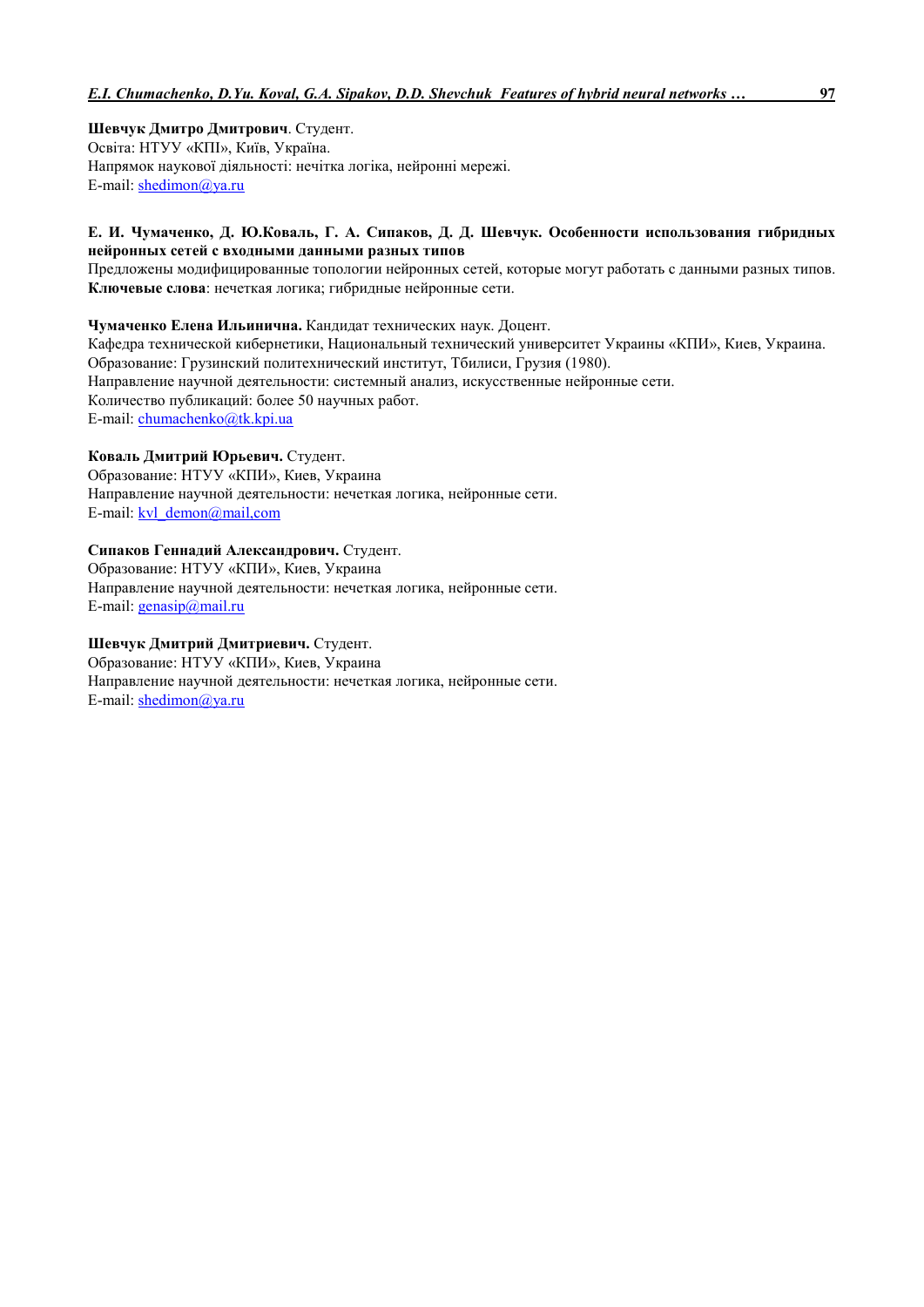**Шевчук Дмитро Дмитрович**. Студент.
Освіта: НТУУ «КПІ», Київ, Україна.
Напрямок наукової діяльності: нечітка логіка, нейронні мережі.
E-mail: shedimon@ya.ru

**Е. И. Чумаченко, Д. Ю.Коваль, Г. А. Сипаков, Д. Д. Шевчук. Особенности использования гибридных нейронных сетей с входными данными разных типов**

Предложены модифицированные топологии нейронных сетей, которые могут работать с данными разных типов.
**Ключевые слова**: нечеткая логика; гибридные нейронные сети.

**Чумаченко Елена Ильинична.** Кандидат технических наук. Доцент.
Кафедра технической кибернетики, Национальный технический университет Украины «КПИ», Киев, Украина.
Образование: Грузинский политехнический институт, Тбилиси, Грузия (1980).
Направление научной деятельности: системный анализ, искусственные нейронные сети.
Количество публикаций: более 50 научных работ.
E-mail: chumachenko@tk.kpi.ua

**Коваль Дмитрий Юрьевич.** Студент.
Образование: НТУУ «КПИ», Киев, Украина
Направление научной деятельности: нечеткая логика, нейронные сети.
E-mail: kvl_demon@mail,com

**Сипаков Геннадий Александрович.** Студент.
Образование: НТУУ «КПИ», Киев, Украина
Направление научной деятельности: нечеткая логика, нейронные сети.
E-mail: genasip@mail.ru

**Шевчук Дмитрий Дмитриевич.** Студент.
Образование: НТУУ «КПИ», Киев, Украина
Направление научной деятельности: нечеткая логика, нейронные сети.
E-mail: shedimon@ya.ru